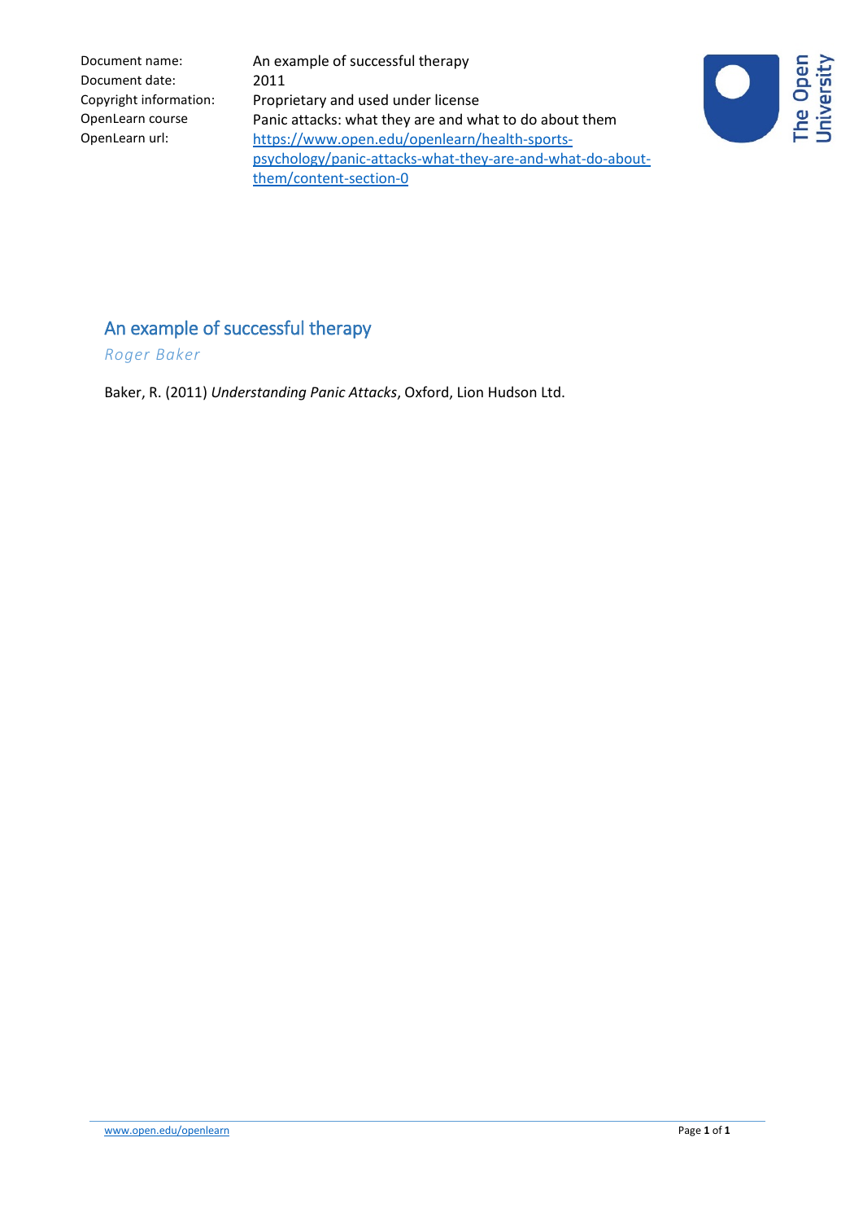| Document name: | An example of successful therapy |
|---|---|
| Document date: | 2011 |
| Copyright information: | Proprietary and used under license |
| OpenLearn course | Panic attacks: what they are and what to do about them |
| OpenLearn url: | https://www.open.edu/openlearn/health-sports-psychology/panic-attacks-what-they-are-and-what-do-about-them/content-section-0 |

# An example of successful therapy

*Roger Baker*

Baker, R. (2011) *Understanding Panic Attacks*, Oxford, Lion Hudson Ltd.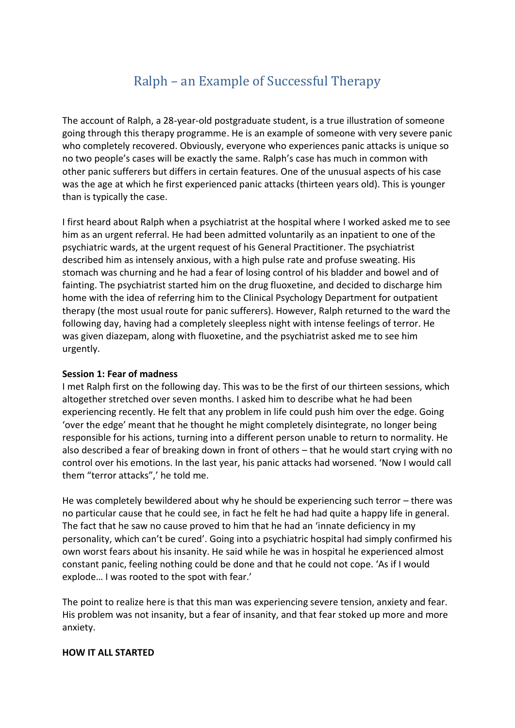# Ralph – an Example of Successful Therapy

The account of Ralph, a 28-year-old postgraduate student, is a true illustration of someone going through this therapy programme. He is an example of someone with very severe panic who completely recovered. Obviously, everyone who experiences panic attacks is unique so no two people's cases will be exactly the same. Ralph's case has much in common with other panic sufferers but differs in certain features. One of the unusual aspects of his case was the age at which he first experienced panic attacks (thirteen years old). This is younger than is typically the case.

I first heard about Ralph when a psychiatrist at the hospital where I worked asked me to see him as an urgent referral. He had been admitted voluntarily as an inpatient to one of the psychiatric wards, at the urgent request of his General Practitioner. The psychiatrist described him as intensely anxious, with a high pulse rate and profuse sweating. His stomach was churning and he had a fear of losing control of his bladder and bowel and of fainting. The psychiatrist started him on the drug fluoxetine, and decided to discharge him home with the idea of referring him to the Clinical Psychology Department for outpatient therapy (the most usual route for panic sufferers). However, Ralph returned to the ward the following day, having had a completely sleepless night with intense feelings of terror. He was given diazepam, along with fluoxetine, and the psychiatrist asked me to see him urgently.

**Session 1: Fear of madness**

I met Ralph first on the following day. This was to be the first of our thirteen sessions, which altogether stretched over seven months. I asked him to describe what he had been experiencing recently. He felt that any problem in life could push him over the edge. Going 'over the edge' meant that he thought he might completely disintegrate, no longer being responsible for his actions, turning into a different person unable to return to normality. He also described a fear of breaking down in front of others – that he would start crying with no control over his emotions. In the last year, his panic attacks had worsened. 'Now I would call them "terror attacks",' he told me.

He was completely bewildered about why he should be experiencing such terror – there was no particular cause that he could see, in fact he felt he had had quite a happy life in general. The fact that he saw no cause proved to him that he had an 'innate deficiency in my personality, which can't be cured'. Going into a psychiatric hospital had simply confirmed his own worst fears about his insanity. He said while he was in hospital he experienced almost constant panic, feeling nothing could be done and that he could not cope. 'As if I would explode… I was rooted to the spot with fear.'

The point to realize here is that this man was experiencing severe tension, anxiety and fear. His problem was not insanity, but a fear of insanity, and that fear stoked up more and more anxiety.

**HOW IT ALL STARTED**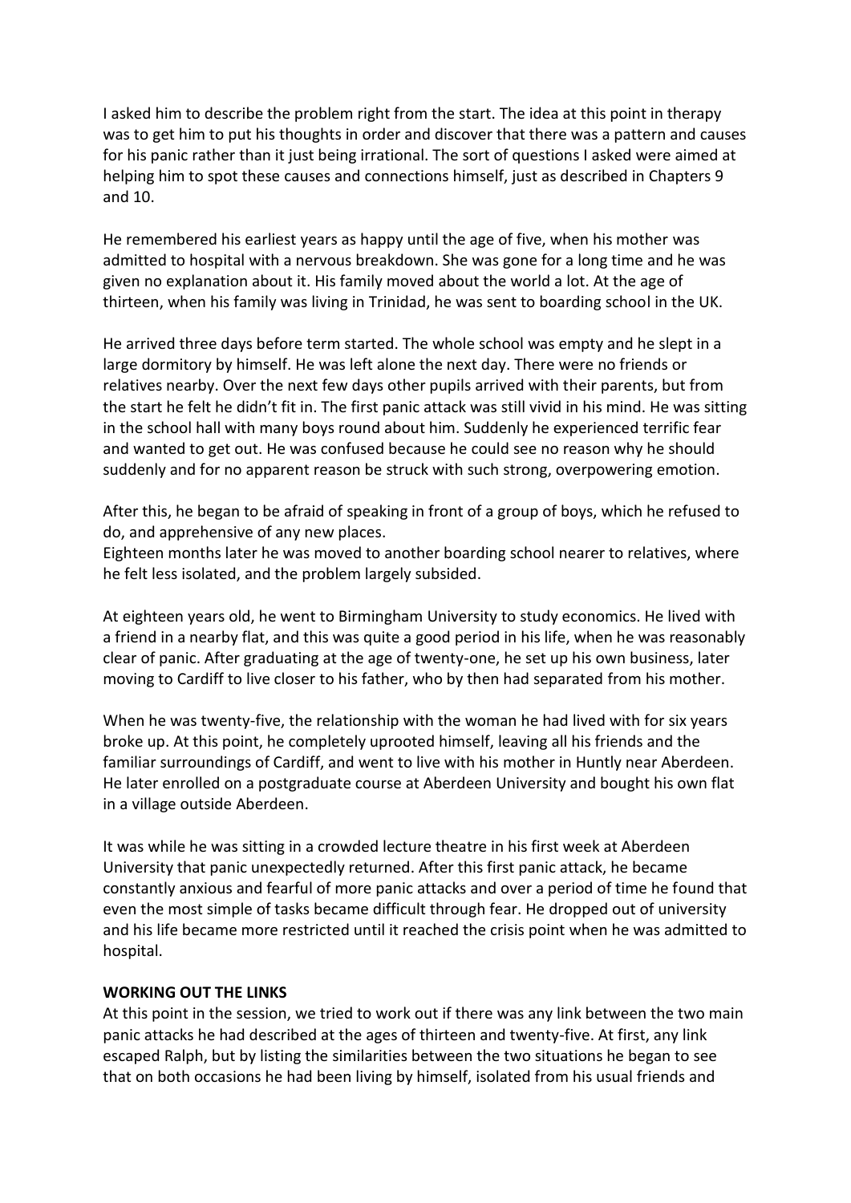I asked him to describe the problem right from the start. The idea at this point in therapy was to get him to put his thoughts in order and discover that there was a pattern and causes for his panic rather than it just being irrational. The sort of questions I asked were aimed at helping him to spot these causes and connections himself, just as described in Chapters 9 and 10.

He remembered his earliest years as happy until the age of five, when his mother was admitted to hospital with a nervous breakdown. She was gone for a long time and he was given no explanation about it. His family moved about the world a lot. At the age of thirteen, when his family was living in Trinidad, he was sent to boarding school in the UK.

He arrived three days before term started. The whole school was empty and he slept in a large dormitory by himself. He was left alone the next day. There were no friends or relatives nearby. Over the next few days other pupils arrived with their parents, but from the start he felt he didn't fit in. The first panic attack was still vivid in his mind. He was sitting in the school hall with many boys round about him. Suddenly he experienced terrific fear and wanted to get out. He was confused because he could see no reason why he should suddenly and for no apparent reason be struck with such strong, overpowering emotion.

After this, he began to be afraid of speaking in front of a group of boys, which he refused to do, and apprehensive of any new places.
Eighteen months later he was moved to another boarding school nearer to relatives, where he felt less isolated, and the problem largely subsided.

At eighteen years old, he went to Birmingham University to study economics. He lived with a friend in a nearby flat, and this was quite a good period in his life, when he was reasonably clear of panic. After graduating at the age of twenty-one, he set up his own business, later moving to Cardiff to live closer to his father, who by then had separated from his mother.

When he was twenty-five, the relationship with the woman he had lived with for six years broke up. At this point, he completely uprooted himself, leaving all his friends and the familiar surroundings of Cardiff, and went to live with his mother in Huntly near Aberdeen. He later enrolled on a postgraduate course at Aberdeen University and bought his own flat in a village outside Aberdeen.

It was while he was sitting in a crowded lecture theatre in his first week at Aberdeen University that panic unexpectedly returned. After this first panic attack, he became constantly anxious and fearful of more panic attacks and over a period of time he found that even the most simple of tasks became difficult through fear. He dropped out of university and his life became more restricted until it reached the crisis point when he was admitted to hospital.

**WORKING OUT THE LINKS**

At this point in the session, we tried to work out if there was any link between the two main panic attacks he had described at the ages of thirteen and twenty-five. At first, any link escaped Ralph, but by listing the similarities between the two situations he began to see that on both occasions he had been living by himself, isolated from his usual friends and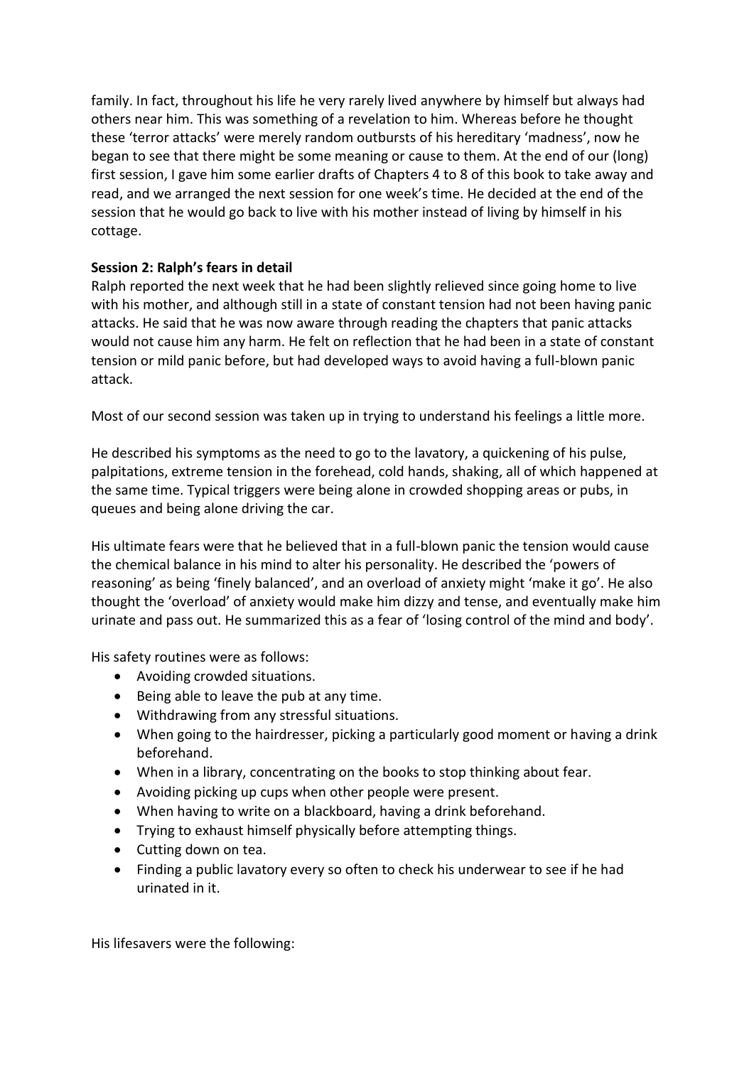family. In fact, throughout his life he very rarely lived anywhere by himself but always had others near him. This was something of a revelation to him. Whereas before he thought these 'terror attacks' were merely random outbursts of his hereditary 'madness', now he began to see that there might be some meaning or cause to them. At the end of our (long) first session, I gave him some earlier drafts of Chapters 4 to 8 of this book to take away and read, and we arranged the next session for one week's time. He decided at the end of the session that he would go back to live with his mother instead of living by himself in his cottage.

**Session 2: Ralph's fears in detail**

Ralph reported the next week that he had been slightly relieved since going home to live with his mother, and although still in a state of constant tension had not been having panic attacks. He said that he was now aware through reading the chapters that panic attacks would not cause him any harm. He felt on reflection that he had been in a state of constant tension or mild panic before, but had developed ways to avoid having a full-blown panic attack.

Most of our second session was taken up in trying to understand his feelings a little more.

He described his symptoms as the need to go to the lavatory, a quickening of his pulse, palpitations, extreme tension in the forehead, cold hands, shaking, all of which happened at the same time. Typical triggers were being alone in crowded shopping areas or pubs, in queues and being alone driving the car.

His ultimate fears were that he believed that in a full-blown panic the tension would cause the chemical balance in his mind to alter his personality. He described the 'powers of reasoning' as being 'finely balanced', and an overload of anxiety might 'make it go'. He also thought the 'overload' of anxiety would make him dizzy and tense, and eventually make him urinate and pass out. He summarized this as a fear of 'losing control of the mind and body'.

His safety routines were as follows:

- Avoiding crowded situations.
- Being able to leave the pub at any time.
- Withdrawing from any stressful situations.
- When going to the hairdresser, picking a particularly good moment or having a drink beforehand.
- When in a library, concentrating on the books to stop thinking about fear.
- Avoiding picking up cups when other people were present.
- When having to write on a blackboard, having a drink beforehand.
- Trying to exhaust himself physically before attempting things.
- Cutting down on tea.
- Finding a public lavatory every so often to check his underwear to see if he had urinated in it.

His lifesavers were the following: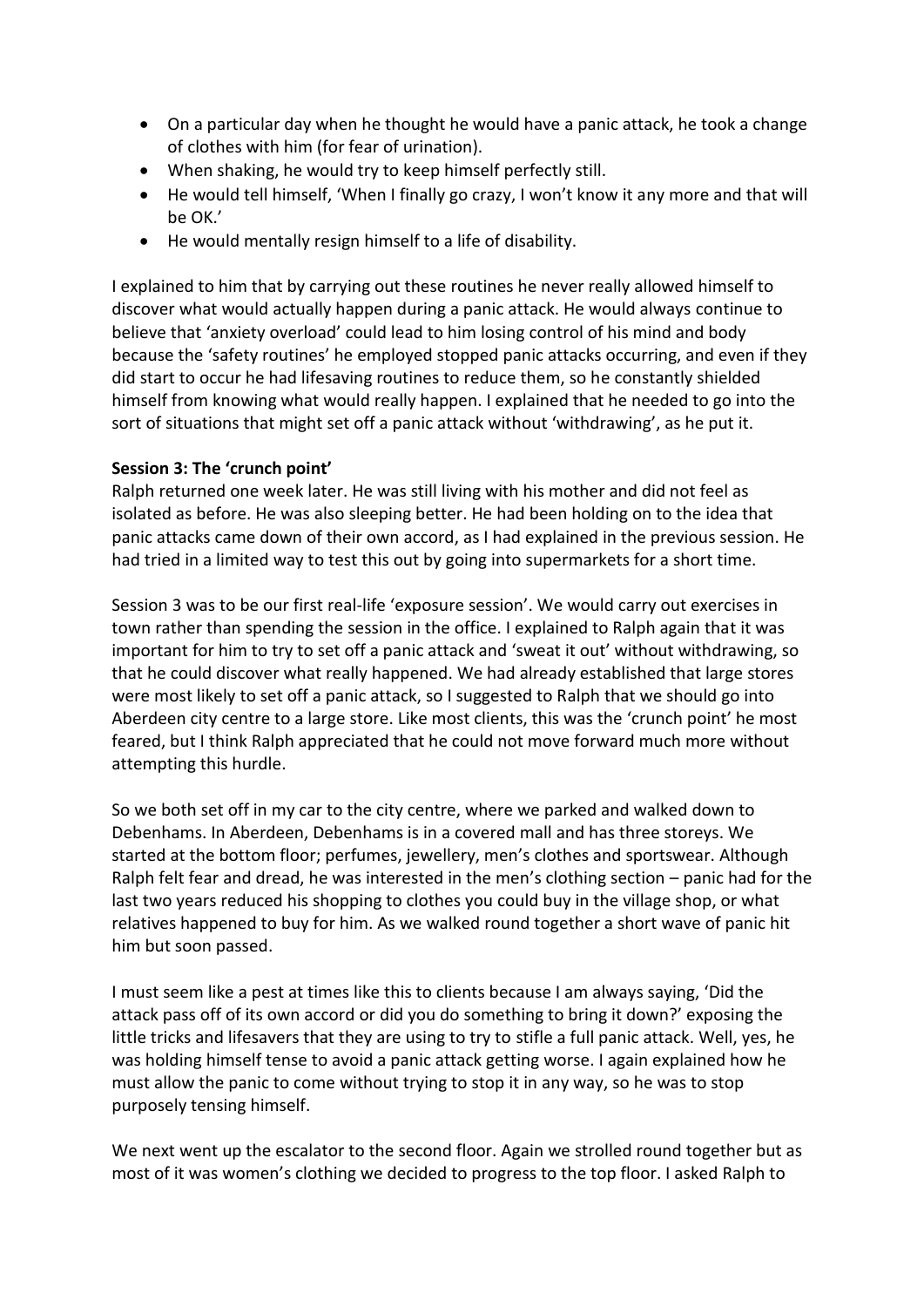- On a particular day when he thought he would have a panic attack, he took a change of clothes with him (for fear of urination).
- When shaking, he would try to keep himself perfectly still.
- He would tell himself, 'When I finally go crazy, I won't know it any more and that will be OK.'
- He would mentally resign himself to a life of disability.

I explained to him that by carrying out these routines he never really allowed himself to discover what would actually happen during a panic attack. He would always continue to believe that 'anxiety overload' could lead to him losing control of his mind and body because the 'safety routines' he employed stopped panic attacks occurring, and even if they did start to occur he had lifesaving routines to reduce them, so he constantly shielded himself from knowing what would really happen. I explained that he needed to go into the sort of situations that might set off a panic attack without 'withdrawing', as he put it.

**Session 3: The 'crunch point'**

Ralph returned one week later. He was still living with his mother and did not feel as isolated as before. He was also sleeping better. He had been holding on to the idea that panic attacks came down of their own accord, as I had explained in the previous session. He had tried in a limited way to test this out by going into supermarkets for a short time.

Session 3 was to be our first real-life 'exposure session'. We would carry out exercises in town rather than spending the session in the office. I explained to Ralph again that it was important for him to try to set off a panic attack and 'sweat it out' without withdrawing, so that he could discover what really happened. We had already established that large stores were most likely to set off a panic attack, so I suggested to Ralph that we should go into Aberdeen city centre to a large store. Like most clients, this was the 'crunch point' he most feared, but I think Ralph appreciated that he could not move forward much more without attempting this hurdle.

So we both set off in my car to the city centre, where we parked and walked down to Debenhams. In Aberdeen, Debenhams is in a covered mall and has three storeys. We started at the bottom floor; perfumes, jewellery, men's clothes and sportswear. Although Ralph felt fear and dread, he was interested in the men's clothing section – panic had for the last two years reduced his shopping to clothes you could buy in the village shop, or what relatives happened to buy for him. As we walked round together a short wave of panic hit him but soon passed.

I must seem like a pest at times like this to clients because I am always saying, 'Did the attack pass off of its own accord or did you do something to bring it down?' exposing the little tricks and lifesavers that they are using to try to stifle a full panic attack. Well, yes, he was holding himself tense to avoid a panic attack getting worse. I again explained how he must allow the panic to come without trying to stop it in any way, so he was to stop purposely tensing himself.

We next went up the escalator to the second floor. Again we strolled round together but as most of it was women's clothing we decided to progress to the top floor. I asked Ralph to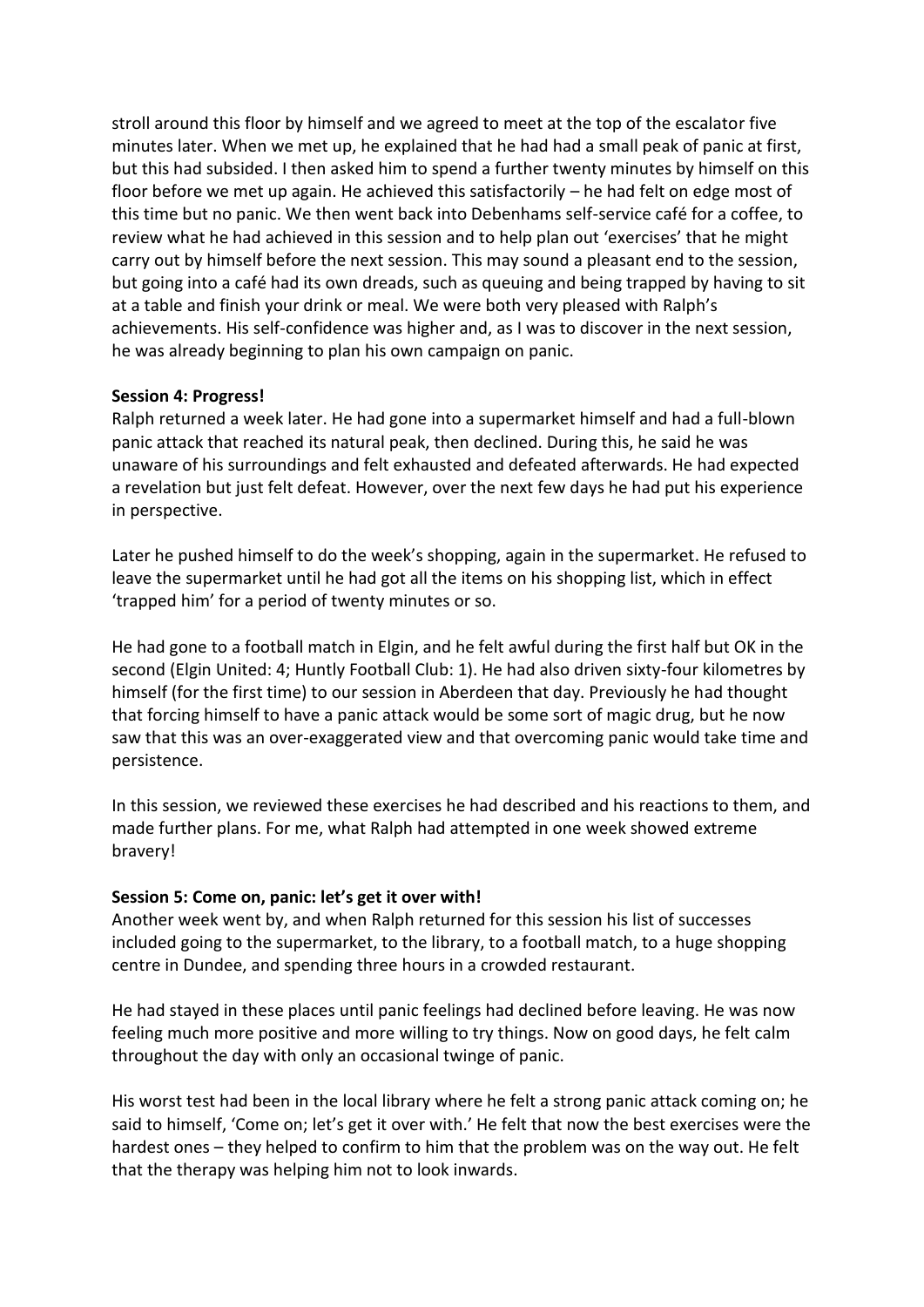stroll around this floor by himself and we agreed to meet at the top of the escalator five minutes later. When we met up, he explained that he had had a small peak of panic at first, but this had subsided. I then asked him to spend a further twenty minutes by himself on this floor before we met up again. He achieved this satisfactorily – he had felt on edge most of this time but no panic. We then went back into Debenhams self-service café for a coffee, to review what he had achieved in this session and to help plan out 'exercises' that he might carry out by himself before the next session. This may sound a pleasant end to the session, but going into a café had its own dreads, such as queuing and being trapped by having to sit at a table and finish your drink or meal. We were both very pleased with Ralph's achievements. His self-confidence was higher and, as I was to discover in the next session, he was already beginning to plan his own campaign on panic.

**Session 4: Progress!**

Ralph returned a week later. He had gone into a supermarket himself and had a full-blown panic attack that reached its natural peak, then declined. During this, he said he was unaware of his surroundings and felt exhausted and defeated afterwards. He had expected a revelation but just felt defeat. However, over the next few days he had put his experience in perspective.

Later he pushed himself to do the week's shopping, again in the supermarket. He refused to leave the supermarket until he had got all the items on his shopping list, which in effect 'trapped him' for a period of twenty minutes or so.

He had gone to a football match in Elgin, and he felt awful during the first half but OK in the second (Elgin United: 4; Huntly Football Club: 1). He had also driven sixty-four kilometres by himself (for the first time) to our session in Aberdeen that day. Previously he had thought that forcing himself to have a panic attack would be some sort of magic drug, but he now saw that this was an over-exaggerated view and that overcoming panic would take time and persistence.

In this session, we reviewed these exercises he had described and his reactions to them, and made further plans. For me, what Ralph had attempted in one week showed extreme bravery!

**Session 5: Come on, panic: let's get it over with!**

Another week went by, and when Ralph returned for this session his list of successes included going to the supermarket, to the library, to a football match, to a huge shopping centre in Dundee, and spending three hours in a crowded restaurant.

He had stayed in these places until panic feelings had declined before leaving. He was now feeling much more positive and more willing to try things. Now on good days, he felt calm throughout the day with only an occasional twinge of panic.

His worst test had been in the local library where he felt a strong panic attack coming on; he said to himself, 'Come on; let's get it over with.' He felt that now the best exercises were the hardest ones – they helped to confirm to him that the problem was on the way out. He felt that the therapy was helping him not to look inwards.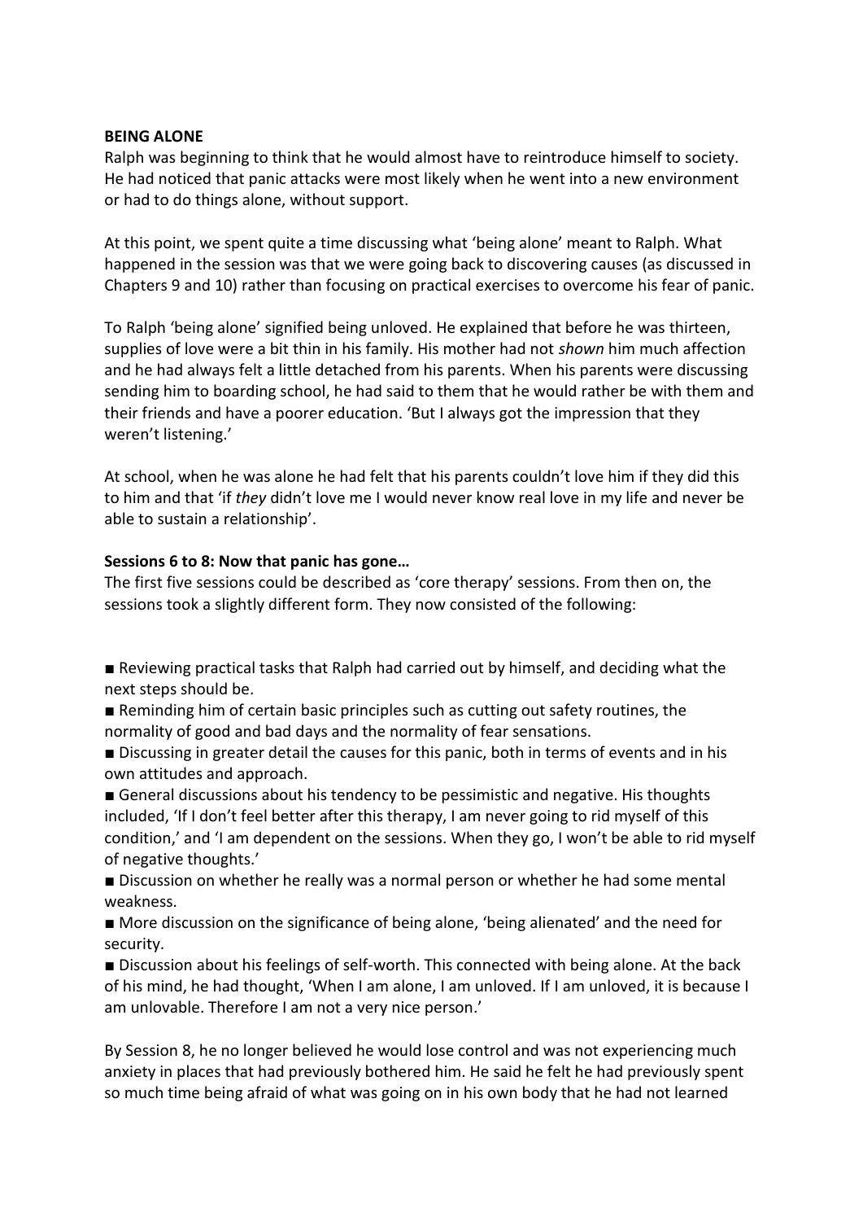**BEING ALONE**

Ralph was beginning to think that he would almost have to reintroduce himself to society. He had noticed that panic attacks were most likely when he went into a new environment or had to do things alone, without support.

At this point, we spent quite a time discussing what 'being alone' meant to Ralph. What happened in the session was that we were going back to discovering causes (as discussed in Chapters 9 and 10) rather than focusing on practical exercises to overcome his fear of panic.

To Ralph 'being alone' signified being unloved. He explained that before he was thirteen, supplies of love were a bit thin in his family. His mother had not *shown* him much affection and he had always felt a little detached from his parents. When his parents were discussing sending him to boarding school, he had said to them that he would rather be with them and their friends and have a poorer education. 'But I always got the impression that they weren't listening.'

At school, when he was alone he had felt that his parents couldn't love him if they did this to him and that 'if *they* didn't love me I would never know real love in my life and never be able to sustain a relationship'.

**Sessions 6 to 8: Now that panic has gone…**

The first five sessions could be described as 'core therapy' sessions. From then on, the sessions took a slightly different form. They now consisted of the following:

- Reviewing practical tasks that Ralph had carried out by himself, and deciding what the next steps should be.
- Reminding him of certain basic principles such as cutting out safety routines, the normality of good and bad days and the normality of fear sensations.
- Discussing in greater detail the causes for this panic, both in terms of events and in his own attitudes and approach.
- General discussions about his tendency to be pessimistic and negative. His thoughts included, 'If I don't feel better after this therapy, I am never going to rid myself of this condition,' and 'I am dependent on the sessions. When they go, I won't be able to rid myself of negative thoughts.'
- Discussion on whether he really was a normal person or whether he had some mental weakness.
- More discussion on the significance of being alone, 'being alienated' and the need for security.
- Discussion about his feelings of self-worth. This connected with being alone. At the back of his mind, he had thought, 'When I am alone, I am unloved. If I am unloved, it is because I am unlovable. Therefore I am not a very nice person.'

By Session 8, he no longer believed he would lose control and was not experiencing much anxiety in places that had previously bothered him. He said he felt he had previously spent so much time being afraid of what was going on in his own body that he had not learned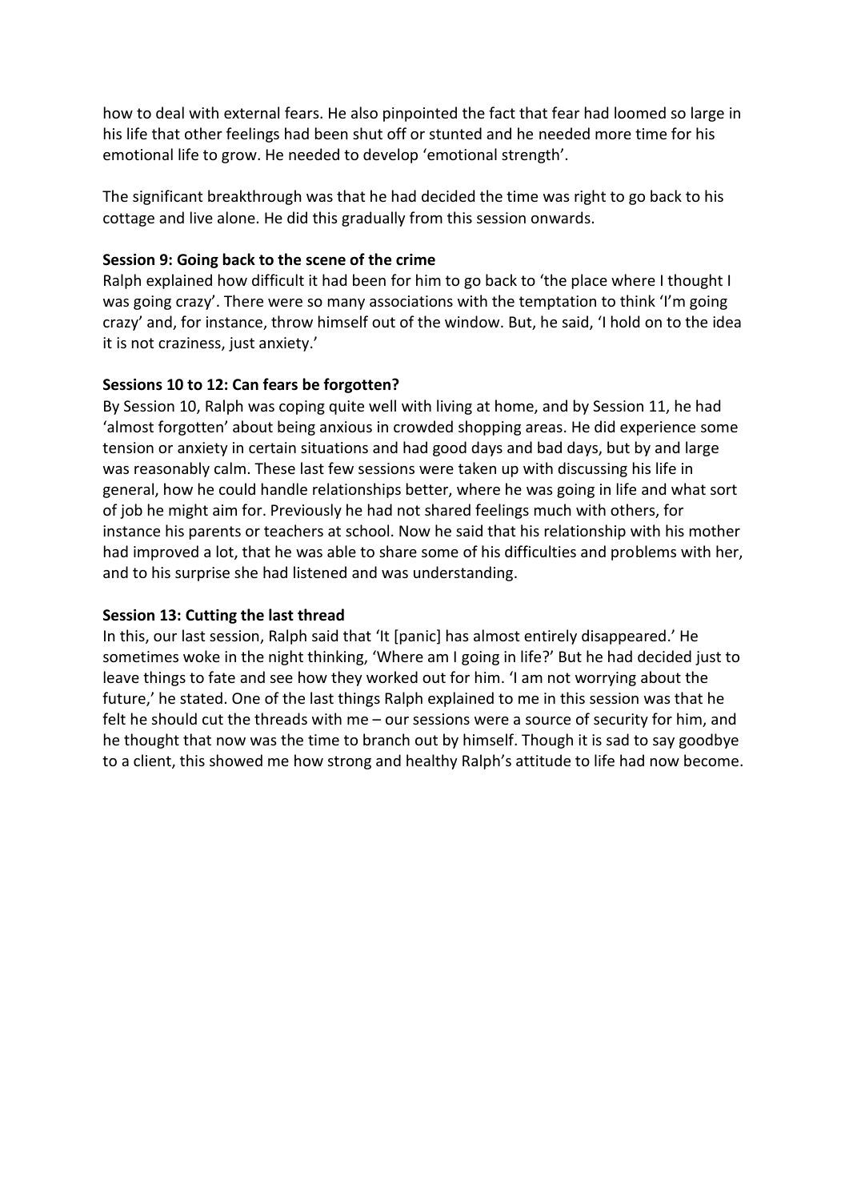how to deal with external fears. He also pinpointed the fact that fear had loomed so large in his life that other feelings had been shut off or stunted and he needed more time for his emotional life to grow. He needed to develop 'emotional strength'.

The significant breakthrough was that he had decided the time was right to go back to his cottage and live alone. He did this gradually from this session onwards.

**Session 9: Going back to the scene of the crime**

Ralph explained how difficult it had been for him to go back to 'the place where I thought I was going crazy'. There were so many associations with the temptation to think 'I'm going crazy' and, for instance, throw himself out of the window. But, he said, 'I hold on to the idea it is not craziness, just anxiety.'

**Sessions 10 to 12: Can fears be forgotten?**

By Session 10, Ralph was coping quite well with living at home, and by Session 11, he had 'almost forgotten' about being anxious in crowded shopping areas. He did experience some tension or anxiety in certain situations and had good days and bad days, but by and large was reasonably calm. These last few sessions were taken up with discussing his life in general, how he could handle relationships better, where he was going in life and what sort of job he might aim for. Previously he had not shared feelings much with others, for instance his parents or teachers at school. Now he said that his relationship with his mother had improved a lot, that he was able to share some of his difficulties and problems with her, and to his surprise she had listened and was understanding.

**Session 13: Cutting the last thread**

In this, our last session, Ralph said that 'It [panic] has almost entirely disappeared.' He sometimes woke in the night thinking, 'Where am I going in life?' But he had decided just to leave things to fate and see how they worked out for him. 'I am not worrying about the future,' he stated. One of the last things Ralph explained to me in this session was that he felt he should cut the threads with me – our sessions were a source of security for him, and he thought that now was the time to branch out by himself. Though it is sad to say goodbye to a client, this showed me how strong and healthy Ralph's attitude to life had now become.